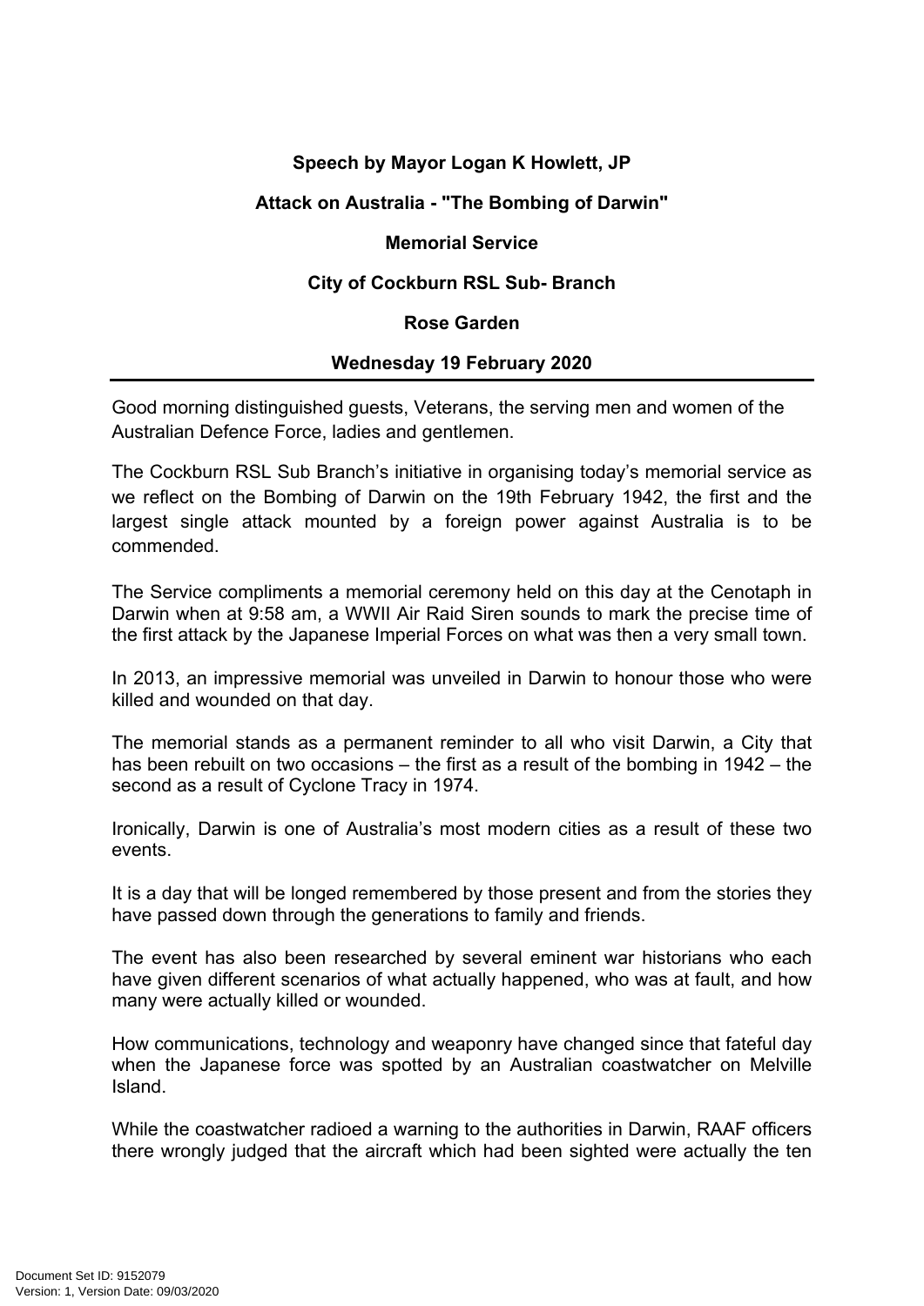**Speech by Mayor Logan K Howlett, JP**

**Attack on Australia - "The Bombing of Darwin"**

**Memorial Service**

**City of Cockburn RSL Sub- Branch**

**Rose Garden**

**Wednesday 19 February 2020**

---

Good morning distinguished guests, Veterans, the serving men and women of the Australian Defence Force, ladies and gentlemen.

The Cockburn RSL Sub Branch's initiative in organising today's memorial service as we reflect on the Bombing of Darwin on the 19th February 1942, the first and the largest single attack mounted by a foreign power against Australia is to be commended.

The Service compliments a memorial ceremony held on this day at the Cenotaph in Darwin when at 9:58 am, a WWII Air Raid Siren sounds to mark the precise time of the first attack by the Japanese Imperial Forces on what was then a very small town.

In 2013, an impressive memorial was unveiled in Darwin to honour those who were killed and wounded on that day.

The memorial stands as a permanent reminder to all who visit Darwin, a City that has been rebuilt on two occasions – the first as a result of the bombing in 1942 – the second as a result of Cyclone Tracy in 1974.

Ironically, Darwin is one of Australia's most modern cities as a result of these two events.

It is a day that will be longed remembered by those present and from the stories they have passed down through the generations to family and friends.

The event has also been researched by several eminent war historians who each have given different scenarios of what actually happened, who was at fault, and how many were actually killed or wounded.

How communications, technology and weaponry have changed since that fateful day when the Japanese force was spotted by an Australian coastwatcher on Melville Island.

While the coastwatcher radioed a warning to the authorities in Darwin, RAAF officers there wrongly judged that the aircraft which had been sighted were actually the ten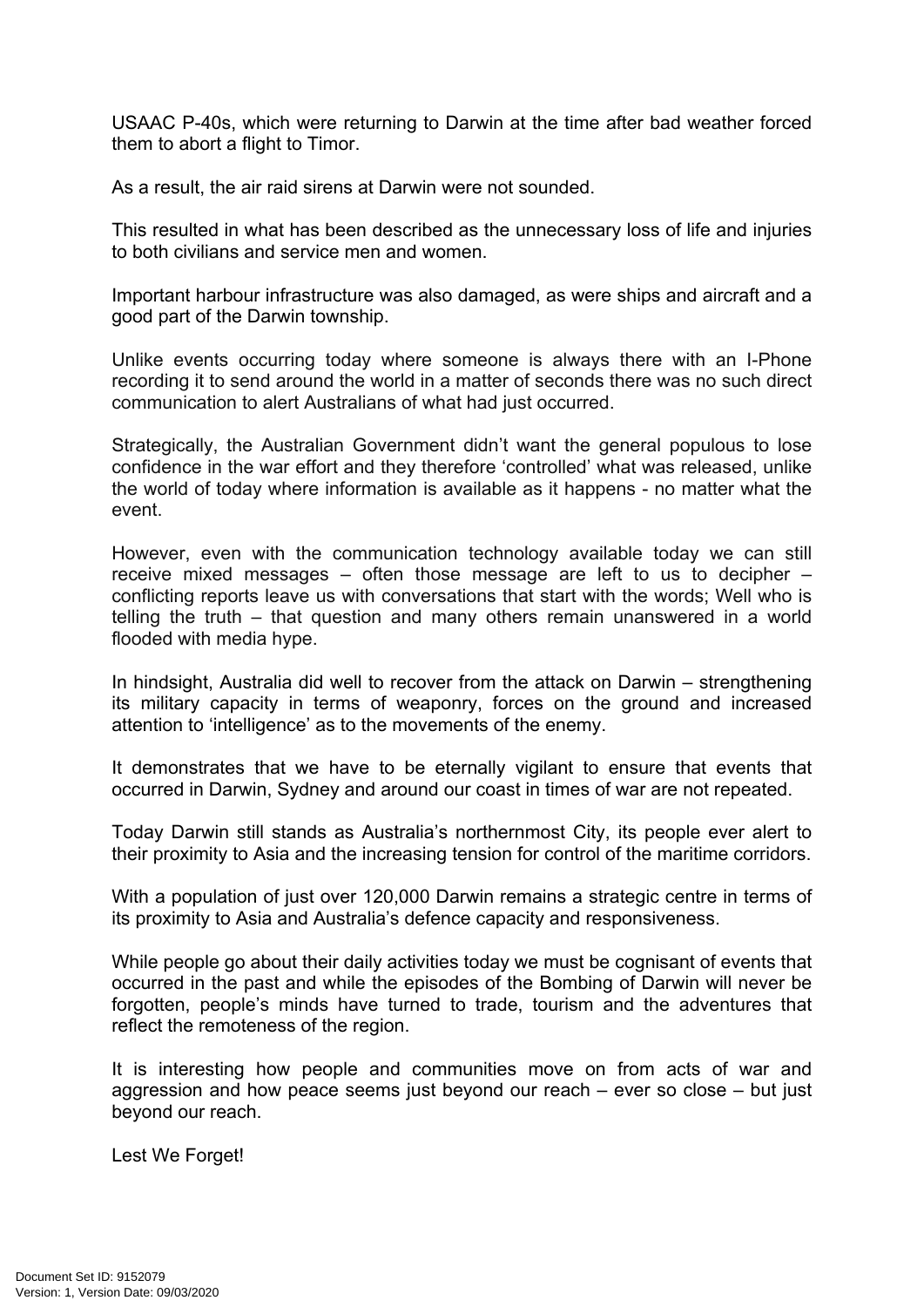USAAC P-40s, which were returning to Darwin at the time after bad weather forced them to abort a flight to Timor.

As a result, the air raid sirens at Darwin were not sounded.

This resulted in what has been described as the unnecessary loss of life and injuries to both civilians and service men and women.

Important harbour infrastructure was also damaged, as were ships and aircraft and a good part of the Darwin township.

Unlike events occurring today where someone is always there with an I-Phone recording it to send around the world in a matter of seconds there was no such direct communication to alert Australians of what had just occurred.

Strategically, the Australian Government didn't want the general populous to lose confidence in the war effort and they therefore 'controlled' what was released, unlike the world of today where information is available as it happens - no matter what the event.

However, even with the communication technology available today we can still receive mixed messages – often those message are left to us to decipher – conflicting reports leave us with conversations that start with the words; Well who is telling the truth – that question and many others remain unanswered in a world flooded with media hype.

In hindsight, Australia did well to recover from the attack on Darwin – strengthening its military capacity in terms of weaponry, forces on the ground and increased attention to 'intelligence' as to the movements of the enemy.

It demonstrates that we have to be eternally vigilant to ensure that events that occurred in Darwin, Sydney and around our coast in times of war are not repeated.

Today Darwin still stands as Australia's northernmost City, its people ever alert to their proximity to Asia and the increasing tension for control of the maritime corridors.

With a population of just over 120,000 Darwin remains a strategic centre in terms of its proximity to Asia and Australia's defence capacity and responsiveness.

While people go about their daily activities today we must be cognisant of events that occurred in the past and while the episodes of the Bombing of Darwin will never be forgotten, people's minds have turned to trade, tourism and the adventures that reflect the remoteness of the region.

It is interesting how people and communities move on from acts of war and aggression and how peace seems just beyond our reach – ever so close – but just beyond our reach.

Lest We Forget!